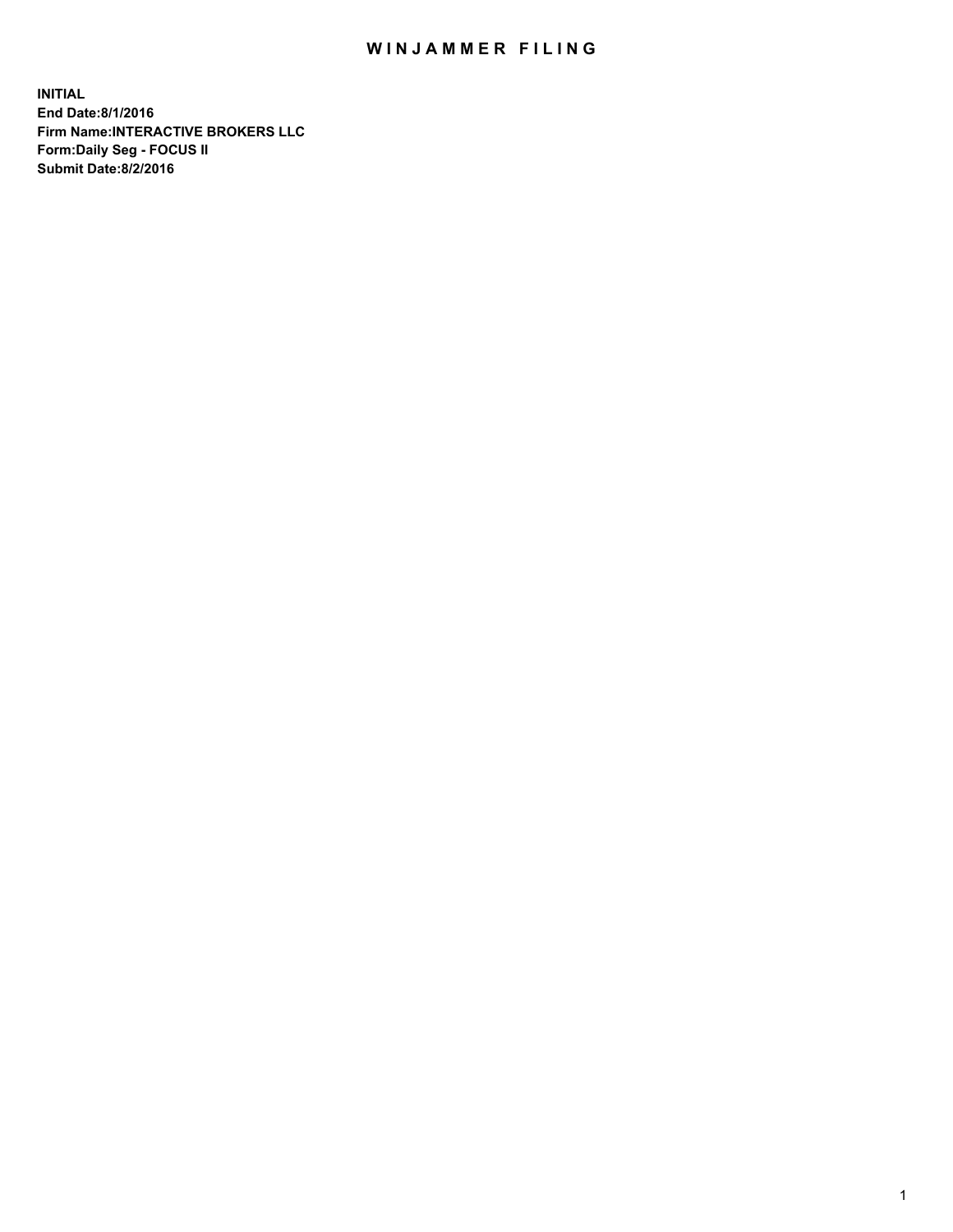# WINJAMMER FILING

**INITIAL**
**End Date:8/1/2016**
**Firm Name:INTERACTIVE BROKERS LLC**
**Form:Daily Seg - FOCUS II**
**Submit Date:8/2/2016**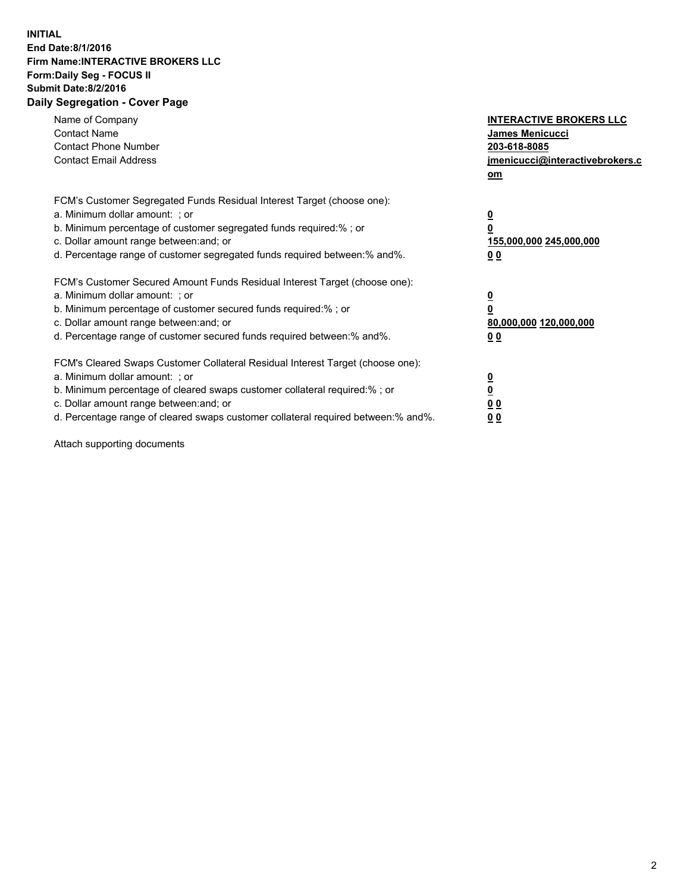**INITIAL**
**End Date:8/1/2016**
**Firm Name:INTERACTIVE BROKERS LLC**
**Form:Daily Seg - FOCUS II**
**Submit Date:8/2/2016**
**Daily Segregation - Cover Page**

| | |
|---|---|
| Name of Company | **INTERACTIVE BROKERS LLC** |
| Contact Name | **James Menicucci** |
| Contact Phone Number | **203-618-8085** |
| Contact Email Address | **jmenicucci@interactivebrokers.com** |

FCM's Customer Segregated Funds Residual Interest Target (choose one):

| | |
|---|---|
| a. Minimum dollar amount: ; or | **0** |
| b. Minimum percentage of customer segregated funds required:% ; or | **0** |
| c. Dollar amount range between:and; or | **155,000,000 245,000,000** |
| d. Percentage range of customer segregated funds required between:% and%. | **0 0** |

FCM's Customer Secured Amount Funds Residual Interest Target (choose one):

| | |
|---|---|
| a. Minimum dollar amount: ; or | **0** |
| b. Minimum percentage of customer secured funds required:% ; or | **0** |
| c. Dollar amount range between:and; or | **80,000,000 120,000,000** |
| d. Percentage range of customer secured funds required between:% and%. | **0 0** |

FCM's Cleared Swaps Customer Collateral Residual Interest Target (choose one):

| | |
|---|---|
| a. Minimum dollar amount: ; or | **0** |
| b. Minimum percentage of cleared swaps customer collateral required:% ; or | **0** |
| c. Dollar amount range between:and; or | **0 0** |
| d. Percentage range of cleared swaps customer collateral required between:% and%. | **0 0** |

Attach supporting documents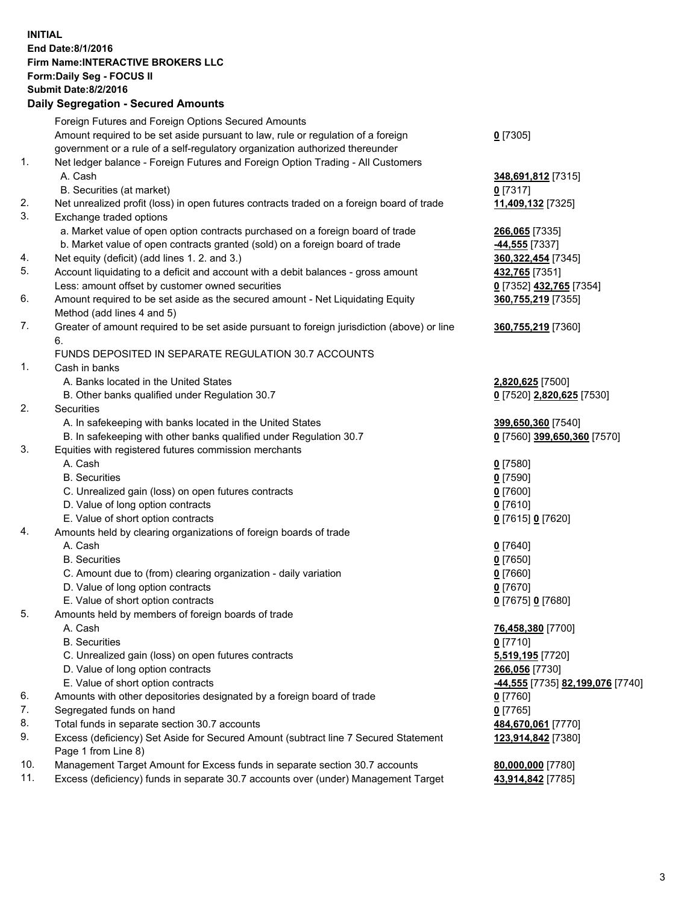**INITIAL**
**End Date:8/1/2016**
**Firm Name:INTERACTIVE BROKERS LLC**
**Form:Daily Seg - FOCUS II**
**Submit Date:8/2/2016**

**Daily Segregation - Secured Amounts**

| | | |
|---|---|---|
| | Foreign Futures and Foreign Options Secured Amounts | |
| | Amount required to be set aside pursuant to law, rule or regulation of a foreign government or a rule of a self-regulatory organization authorized thereunder | **0** [7305] |
| 1. | Net ledger balance - Foreign Futures and Foreign Option Trading - All Customers | |
| | A. Cash | **348,691,812** [7315] |
| | B. Securities (at market) | **0** [7317] |
| 2. | Net unrealized profit (loss) in open futures contracts traded on a foreign board of trade | **11,409,132** [7325] |
| 3. | Exchange traded options | |
| | a. Market value of open option contracts purchased on a foreign board of trade | **266,065** [7335] |
| | b. Market value of open contracts granted (sold) on a foreign board of trade | **-44,555** [7337] |
| 4. | Net equity (deficit) (add lines 1. 2. and 3.) | **360,322,454** [7345] |
| 5. | Account liquidating to a deficit and account with a debit balances - gross amount | **432,765** [7351] |
| | Less: amount offset by customer owned securities | **0** [7352] **432,765** [7354] |
| 6. | Amount required to be set aside as the secured amount - Net Liquidating Equity Method (add lines 4 and 5) | **360,755,219** [7355] |
| 7. | Greater of amount required to be set aside pursuant to foreign jurisdiction (above) or line 6. | **360,755,219** [7360] |
| | FUNDS DEPOSITED IN SEPARATE REGULATION 30.7 ACCOUNTS | |
| 1. | Cash in banks | |
| | A. Banks located in the United States | **2,820,625** [7500] |
| | B. Other banks qualified under Regulation 30.7 | **0** [7520] **2,820,625** [7530] |
| 2. | Securities | |
| | A. In safekeeping with banks located in the United States | **399,650,360** [7540] |
| | B. In safekeeping with other banks qualified under Regulation 30.7 | **0** [7560] **399,650,360** [7570] |
| 3. | Equities with registered futures commission merchants | |
| | A. Cash | **0** [7580] |
| | B. Securities | **0** [7590] |
| | C. Unrealized gain (loss) on open futures contracts | **0** [7600] |
| | D. Value of long option contracts | **0** [7610] |
| | E. Value of short option contracts | **0** [7615] **0** [7620] |
| 4. | Amounts held by clearing organizations of foreign boards of trade | |
| | A. Cash | **0** [7640] |
| | B. Securities | **0** [7650] |
| | C. Amount due to (from) clearing organization - daily variation | **0** [7660] |
| | D. Value of long option contracts | **0** [7670] |
| | E. Value of short option contracts | **0** [7675] **0** [7680] |
| 5. | Amounts held by members of foreign boards of trade | |
| | A. Cash | **76,458,380** [7700] |
| | B. Securities | **0** [7710] |
| | C. Unrealized gain (loss) on open futures contracts | **5,519,195** [7720] |
| | D. Value of long option contracts | **266,056** [7730] |
| | E. Value of short option contracts | **-44,555** [7735] **82,199,076** [7740] |
| 6. | Amounts with other depositories designated by a foreign board of trade | **0** [7760] |
| 7. | Segregated funds on hand | **0** [7765] |
| 8. | Total funds in separate section 30.7 accounts | **484,670,061** [7770] |
| 9. | Excess (deficiency) Set Aside for Secured Amount (subtract line 7 Secured Statement Page 1 from Line 8) | **123,914,842** [7380] |
| 10. | Management Target Amount for Excess funds in separate section 30.7 accounts | **80,000,000** [7780] |
| 11. | Excess (deficiency) funds in separate 30.7 accounts over (under) Management Target | **43,914,842** [7785] |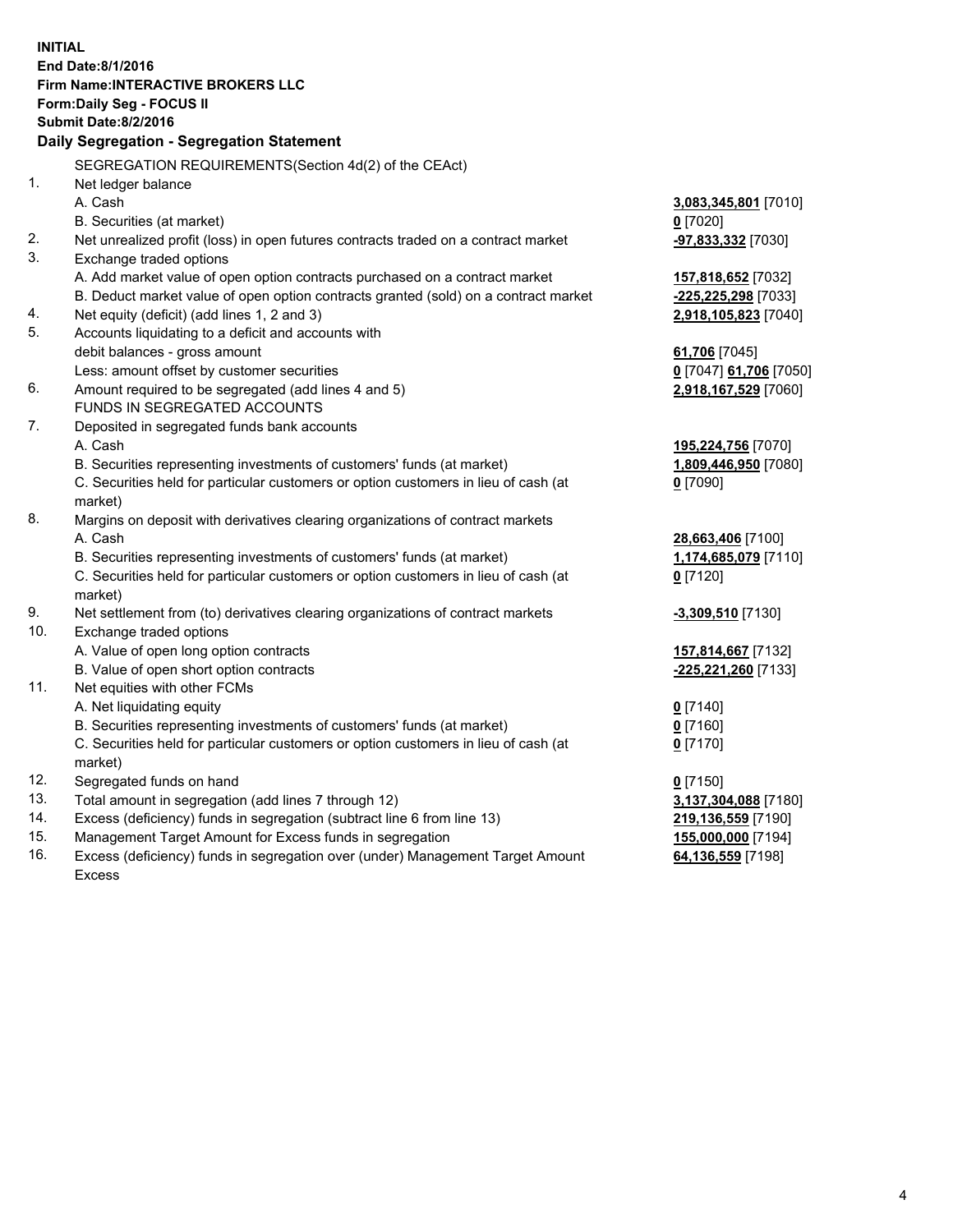**INITIAL**
**End Date:8/1/2016**
**Firm Name:INTERACTIVE BROKERS LLC**
**Form:Daily Seg - FOCUS II**
**Submit Date:8/2/2016**

## Daily Segregation - Segregation Statement

SEGREGATION REQUIREMENTS(Section 4d(2) of the CEAct)

| | | |
|---|---|---|
| 1. | Net ledger balance | |
| | A. Cash | **3,083,345,801** [7010] |
| | B. Securities (at market) | **0** [7020] |
| 2. | Net unrealized profit (loss) in open futures contracts traded on a contract market | **-97,833,332** [7030] |
| 3. | Exchange traded options | |
| | A. Add market value of open option contracts purchased on a contract market | **157,818,652** [7032] |
| | B. Deduct market value of open option contracts granted (sold) on a contract market | **-225,225,298** [7033] |
| 4. | Net equity (deficit) (add lines 1, 2 and 3) | **2,918,105,823** [7040] |
| 5. | Accounts liquidating to a deficit and accounts with | |
| | debit balances - gross amount | **61,706** [7045] |
| | Less: amount offset by customer securities | **0** [7047] **61,706** [7050] |
| 6. | Amount required to be segregated (add lines 4 and 5) | **2,918,167,529** [7060] |
| | FUNDS IN SEGREGATED ACCOUNTS | |
| 7. | Deposited in segregated funds bank accounts | |
| | A. Cash | **195,224,756** [7070] |
| | B. Securities representing investments of customers' funds (at market) | **1,809,446,950** [7080] |
| | C. Securities held for particular customers or option customers in lieu of cash (at market) | **0** [7090] |
| 8. | Margins on deposit with derivatives clearing organizations of contract markets | |
| | A. Cash | **28,663,406** [7100] |
| | B. Securities representing investments of customers' funds (at market) | **1,174,685,079** [7110] |
| | C. Securities held for particular customers or option customers in lieu of cash (at market) | **0** [7120] |
| 9. | Net settlement from (to) derivatives clearing organizations of contract markets | **-3,309,510** [7130] |
| 10. | Exchange traded options | |
| | A. Value of open long option contracts | **157,814,667** [7132] |
| | B. Value of open short option contracts | **-225,221,260** [7133] |
| 11. | Net equities with other FCMs | |
| | A. Net liquidating equity | **0** [7140] |
| | B. Securities representing investments of customers' funds (at market) | **0** [7160] |
| | C. Securities held for particular customers or option customers in lieu of cash (at market) | **0** [7170] |
| 12. | Segregated funds on hand | **0** [7150] |
| 13. | Total amount in segregation (add lines 7 through 12) | **3,137,304,088** [7180] |
| 14. | Excess (deficiency) funds in segregation (subtract line 6 from line 13) | **219,136,559** [7190] |
| 15. | Management Target Amount for Excess funds in segregation | **155,000,000** [7194] |
| 16. | Excess (deficiency) funds in segregation over (under) Management Target Amount Excess | **64,136,559** [7198] |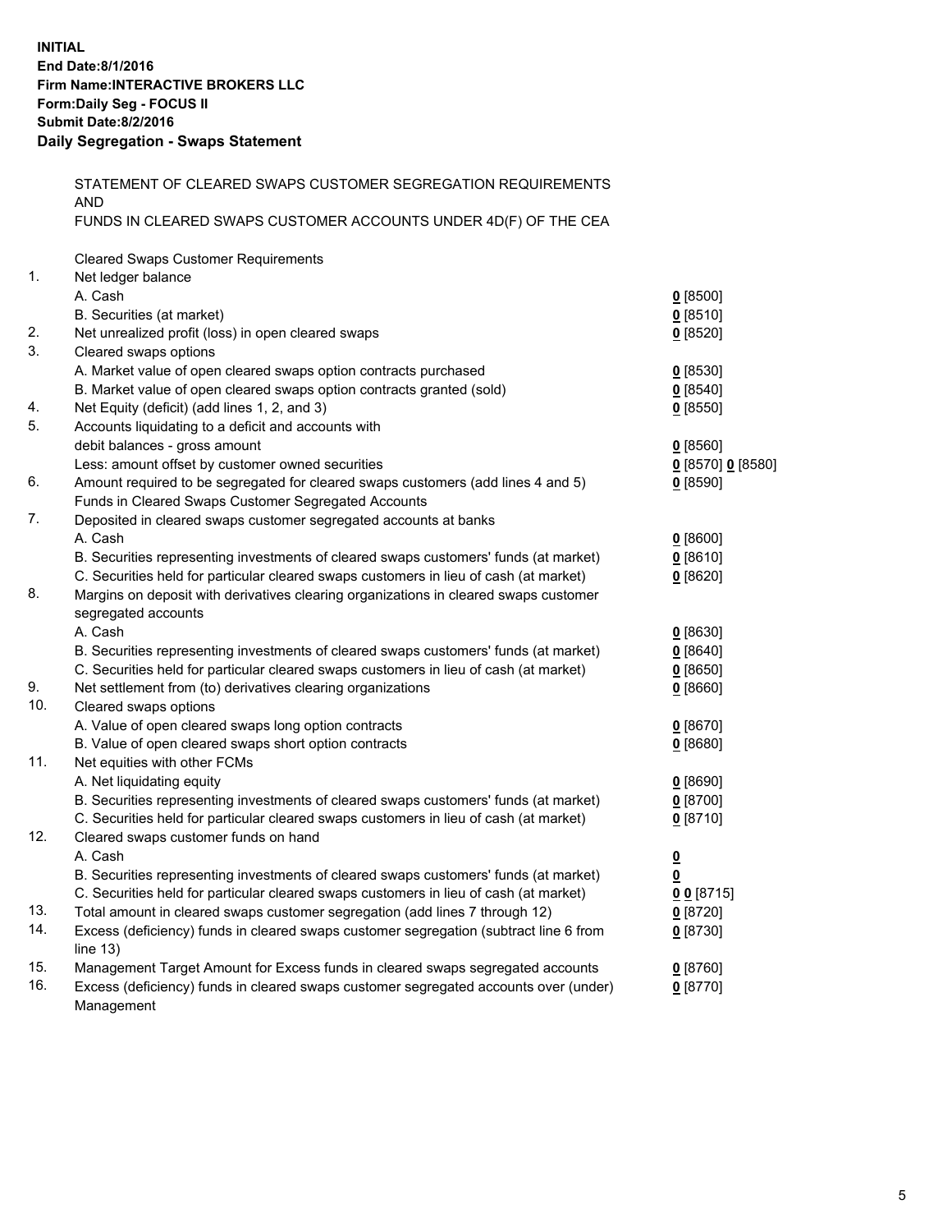**INITIAL**
**End Date:8/1/2016**
**Firm Name:INTERACTIVE BROKERS LLC**
**Form:Daily Seg - FOCUS II**
**Submit Date:8/2/2016**
**Daily Segregation - Swaps Statement**

STATEMENT OF CLEARED SWAPS CUSTOMER SEGREGATION REQUIREMENTS
AND
FUNDS IN CLEARED SWAPS CUSTOMER ACCOUNTS UNDER 4D(F) OF THE CEA

| | | |
|---|---|---|
| | Cleared Swaps Customer Requirements | |
| 1. | Net ledger balance | |
| | A. Cash | 0 [8500] |
| | B. Securities (at market) | 0 [8510] |
| 2. | Net unrealized profit (loss) in open cleared swaps | 0 [8520] |
| 3. | Cleared swaps options | |
| | A. Market value of open cleared swaps option contracts purchased | 0 [8530] |
| | B. Market value of open cleared swaps option contracts granted (sold) | 0 [8540] |
| 4. | Net Equity (deficit) (add lines 1, 2, and 3) | 0 [8550] |
| 5. | Accounts liquidating to a deficit and accounts with | |
| | debit balances - gross amount | 0 [8560] |
| | Less: amount offset by customer owned securities | 0 [8570] 0 [8580] |
| 6. | Amount required to be segregated for cleared swaps customers (add lines 4 and 5) | 0 [8590] |
| | Funds in Cleared Swaps Customer Segregated Accounts | |
| 7. | Deposited in cleared swaps customer segregated accounts at banks | |
| | A. Cash | 0 [8600] |
| | B. Securities representing investments of cleared swaps customers' funds (at market) | 0 [8610] |
| | C. Securities held for particular cleared swaps customers in lieu of cash (at market) | 0 [8620] |
| 8. | Margins on deposit with derivatives clearing organizations in cleared swaps customer segregated accounts | |
| | A. Cash | 0 [8630] |
| | B. Securities representing investments of cleared swaps customers' funds (at market) | 0 [8640] |
| | C. Securities held for particular cleared swaps customers in lieu of cash (at market) | 0 [8650] |
| 9. | Net settlement from (to) derivatives clearing organizations | 0 [8660] |
| 10. | Cleared swaps options | |
| | A. Value of open cleared swaps long option contracts | 0 [8670] |
| | B. Value of open cleared swaps short option contracts | 0 [8680] |
| 11. | Net equities with other FCMs | |
| | A. Net liquidating equity | 0 [8690] |
| | B. Securities representing investments of cleared swaps customers' funds (at market) | 0 [8700] |
| | C. Securities held for particular cleared swaps customers in lieu of cash (at market) | 0 [8710] |
| 12. | Cleared swaps customer funds on hand | |
| | A. Cash | 0 |
| | B. Securities representing investments of cleared swaps customers' funds (at market) | 0 |
| | C. Securities held for particular cleared swaps customers in lieu of cash (at market) | 0 0 [8715] |
| 13. | Total amount in cleared swaps customer segregation (add lines 7 through 12) | 0 [8720] |
| 14. | Excess (deficiency) funds in cleared swaps customer segregation (subtract line 6 from line 13) | 0 [8730] |
| 15. | Management Target Amount for Excess funds in cleared swaps segregated accounts | 0 [8760] |
| 16. | Excess (deficiency) funds in cleared swaps customer segregated accounts over (under) Management | 0 [8770] |